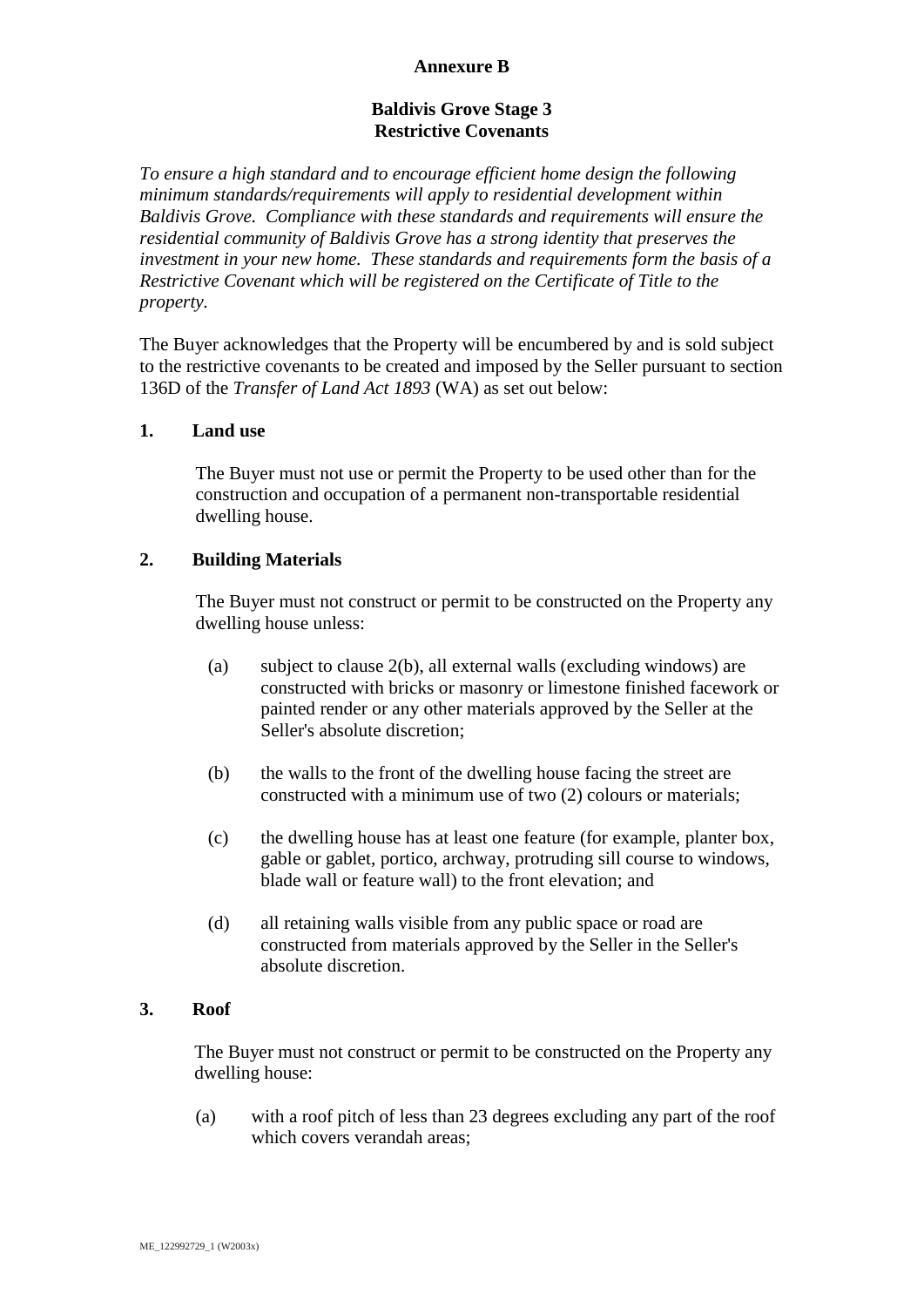# Annexure B

## Baldivis Grove Stage 3
## Restrictive Covenants

*To ensure a high standard and to encourage efficient home design the following minimum standards/requirements will apply to residential development within Baldivis Grove. Compliance with these standards and requirements will ensure the residential community of Baldivis Grove has a strong identity that preserves the investment in your new home. These standards and requirements form the basis of a Restrictive Covenant which will be registered on the Certificate of Title to the property.*

The Buyer acknowledges that the Property will be encumbered by and is sold subject to the restrictive covenants to be created and imposed by the Seller pursuant to section 136D of the *Transfer of Land Act 1893* (WA) as set out below:

**1. Land use**

The Buyer must not use or permit the Property to be used other than for the construction and occupation of a permanent non-transportable residential dwelling house.

**2. Building Materials**

The Buyer must not construct or permit to be constructed on the Property any dwelling house unless:

(a) subject to clause 2(b), all external walls (excluding windows) are constructed with bricks or masonry or limestone finished facework or painted render or any other materials approved by the Seller at the Seller's absolute discretion;

(b) the walls to the front of the dwelling house facing the street are constructed with a minimum use of two (2) colours or materials;

(c) the dwelling house has at least one feature (for example, planter box, gable or gablet, portico, archway, protruding sill course to windows, blade wall or feature wall) to the front elevation; and

(d) all retaining walls visible from any public space or road are constructed from materials approved by the Seller in the Seller's absolute discretion.

**3. Roof**

The Buyer must not construct or permit to be constructed on the Property any dwelling house:

(a) with a roof pitch of less than 23 degrees excluding any part of the roof which covers verandah areas;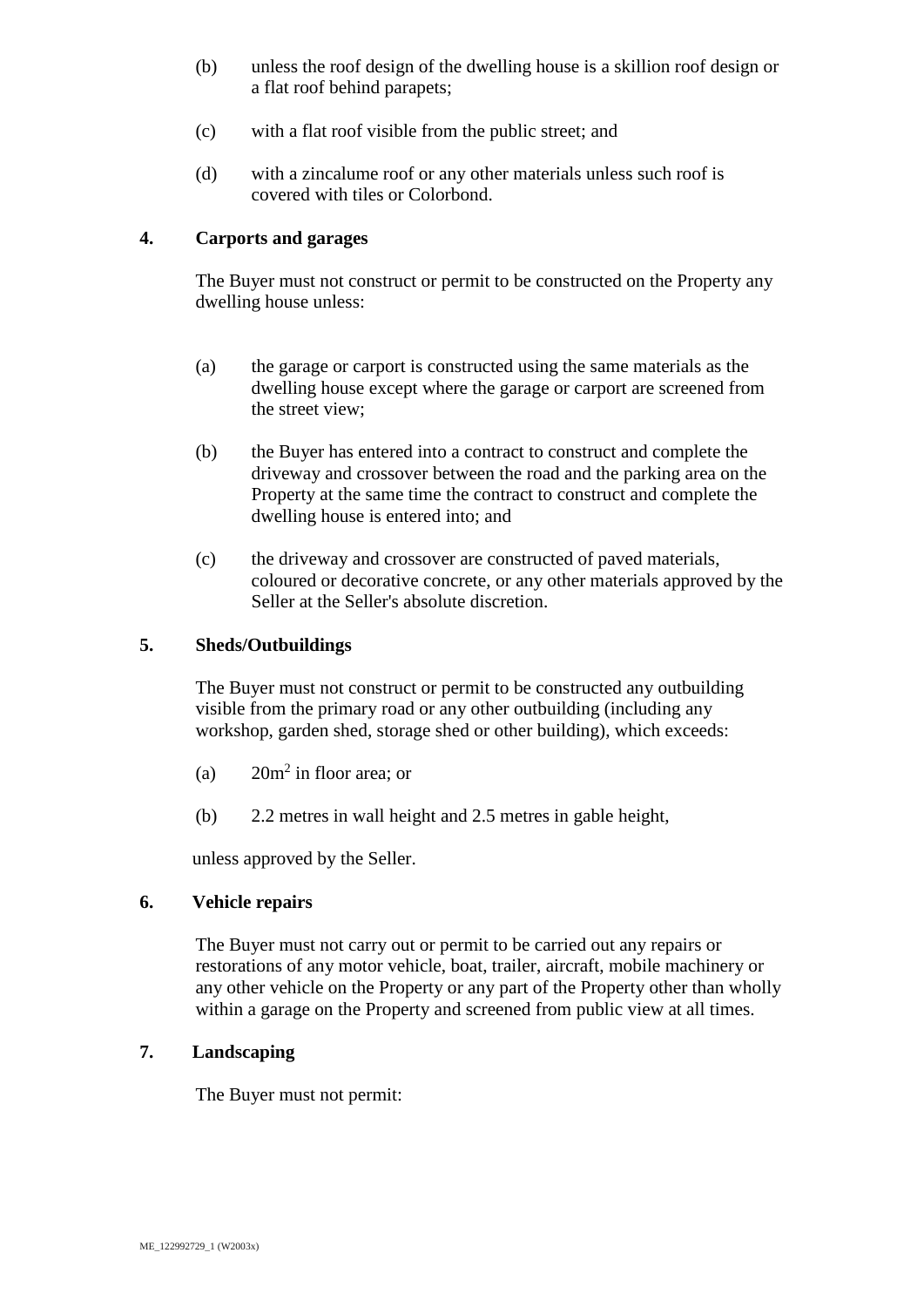(b) unless the roof design of the dwelling house is a skillion roof design or a flat roof behind parapets;

(c) with a flat roof visible from the public street; and

(d) with a zincalume roof or any other materials unless such roof is covered with tiles or Colorbond.

**4. Carports and garages**

The Buyer must not construct or permit to be constructed on the Property any dwelling house unless:

(a) the garage or carport is constructed using the same materials as the dwelling house except where the garage or carport are screened from the street view;

(b) the Buyer has entered into a contract to construct and complete the driveway and crossover between the road and the parking area on the Property at the same time the contract to construct and complete the dwelling house is entered into; and

(c) the driveway and crossover are constructed of paved materials, coloured or decorative concrete, or any other materials approved by the Seller at the Seller's absolute discretion.

**5. Sheds/Outbuildings**

The Buyer must not construct or permit to be constructed any outbuilding visible from the primary road or any other outbuilding (including any workshop, garden shed, storage shed or other building), which exceeds:

(a) $20m^2$ in floor area; or

(b) 2.2 metres in wall height and 2.5 metres in gable height,

unless approved by the Seller.

**6. Vehicle repairs**

The Buyer must not carry out or permit to be carried out any repairs or restorations of any motor vehicle, boat, trailer, aircraft, mobile machinery or any other vehicle on the Property or any part of the Property other than wholly within a garage on the Property and screened from public view at all times.

**7. Landscaping**

The Buyer must not permit: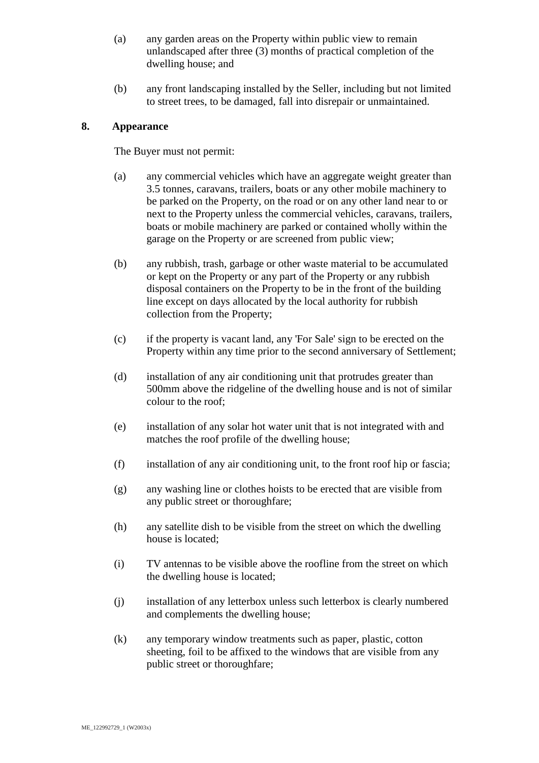(a) any garden areas on the Property within public view to remain unlandscaped after three (3) months of practical completion of the dwelling house; and

(b) any front landscaping installed by the Seller, including but not limited to street trees, to be damaged, fall into disrepair or unmaintained.

## 8. Appearance

The Buyer must not permit:

(a) any commercial vehicles which have an aggregate weight greater than 3.5 tonnes, caravans, trailers, boats or any other mobile machinery to be parked on the Property, on the road or on any other land near to or next to the Property unless the commercial vehicles, caravans, trailers, boats or mobile machinery are parked or contained wholly within the garage on the Property or are screened from public view;

(b) any rubbish, trash, garbage or other waste material to be accumulated or kept on the Property or any part of the Property or any rubbish disposal containers on the Property to be in the front of the building line except on days allocated by the local authority for rubbish collection from the Property;

(c) if the property is vacant land, any 'For Sale' sign to be erected on the Property within any time prior to the second anniversary of Settlement;

(d) installation of any air conditioning unit that protrudes greater than 500mm above the ridgeline of the dwelling house and is not of similar colour to the roof;

(e) installation of any solar hot water unit that is not integrated with and matches the roof profile of the dwelling house;

(f) installation of any air conditioning unit, to the front roof hip or fascia;

(g) any washing line or clothes hoists to be erected that are visible from any public street or thoroughfare;

(h) any satellite dish to be visible from the street on which the dwelling house is located;

(i) TV antennas to be visible above the roofline from the street on which the dwelling house is located;

(j) installation of any letterbox unless such letterbox is clearly numbered and complements the dwelling house;

(k) any temporary window treatments such as paper, plastic, cotton sheeting, foil to be affixed to the windows that are visible from any public street or thoroughfare;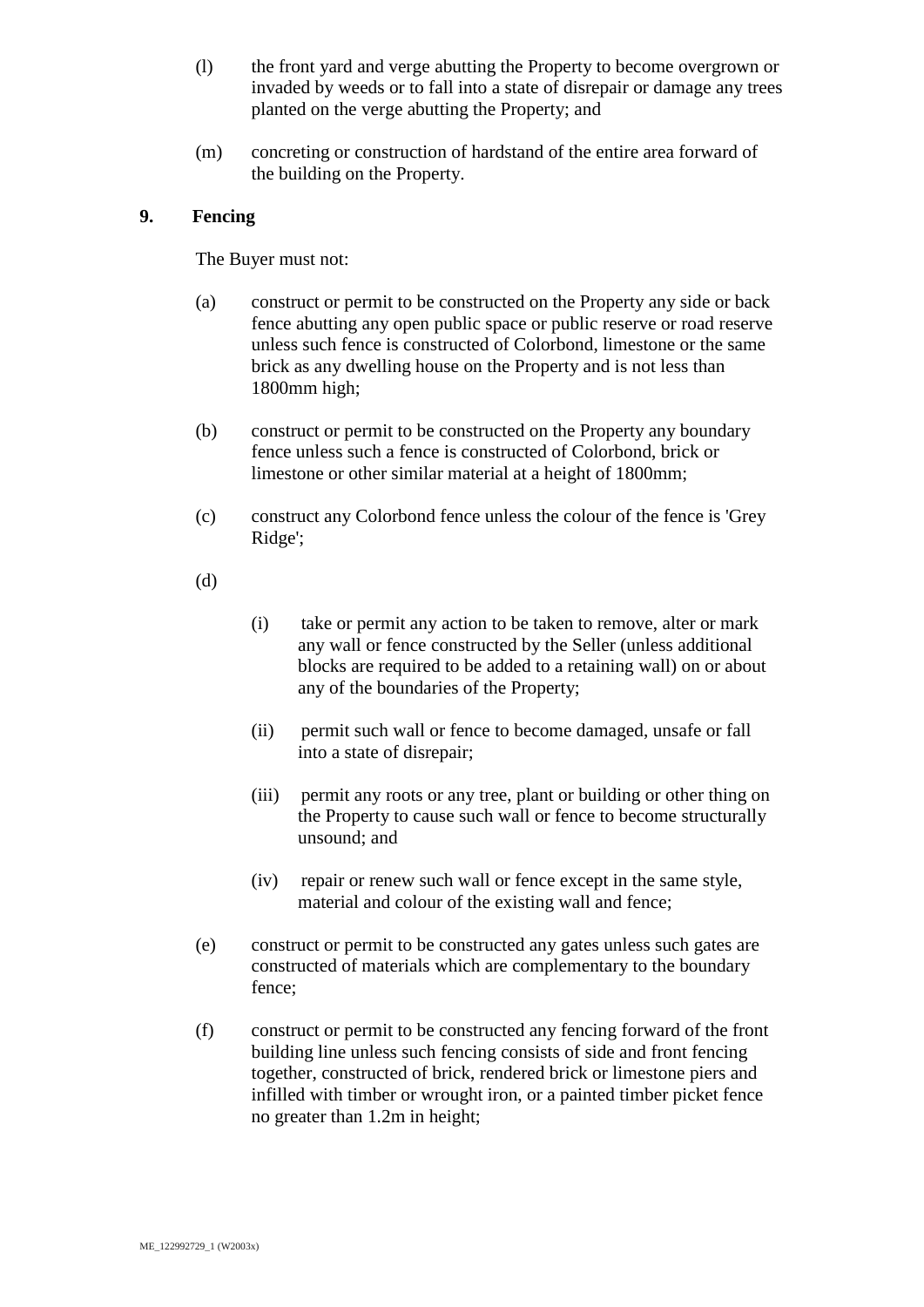(l) the front yard and verge abutting the Property to become overgrown or invaded by weeds or to fall into a state of disrepair or damage any trees planted on the verge abutting the Property; and

(m) concreting or construction of hardstand of the entire area forward of the building on the Property.

## 9. Fencing

The Buyer must not:

(a) construct or permit to be constructed on the Property any side or back fence abutting any open public space or public reserve or road reserve unless such fence is constructed of Colorbond, limestone or the same brick as any dwelling house on the Property and is not less than 1800mm high;

(b) construct or permit to be constructed on the Property any boundary fence unless such a fence is constructed of Colorbond, brick or limestone or other similar material at a height of 1800mm;

(c) construct any Colorbond fence unless the colour of the fence is 'Grey Ridge';

(d)

(i) take or permit any action to be taken to remove, alter or mark any wall or fence constructed by the Seller (unless additional blocks are required to be added to a retaining wall) on or about any of the boundaries of the Property;

(ii) permit such wall or fence to become damaged, unsafe or fall into a state of disrepair;

(iii) permit any roots or any tree, plant or building or other thing on the Property to cause such wall or fence to become structurally unsound; and

(iv) repair or renew such wall or fence except in the same style, material and colour of the existing wall and fence;

(e) construct or permit to be constructed any gates unless such gates are constructed of materials which are complementary to the boundary fence;

(f) construct or permit to be constructed any fencing forward of the front building line unless such fencing consists of side and front fencing together, constructed of brick, rendered brick or limestone piers and infilled with timber or wrought iron, or a painted timber picket fence no greater than 1.2m in height;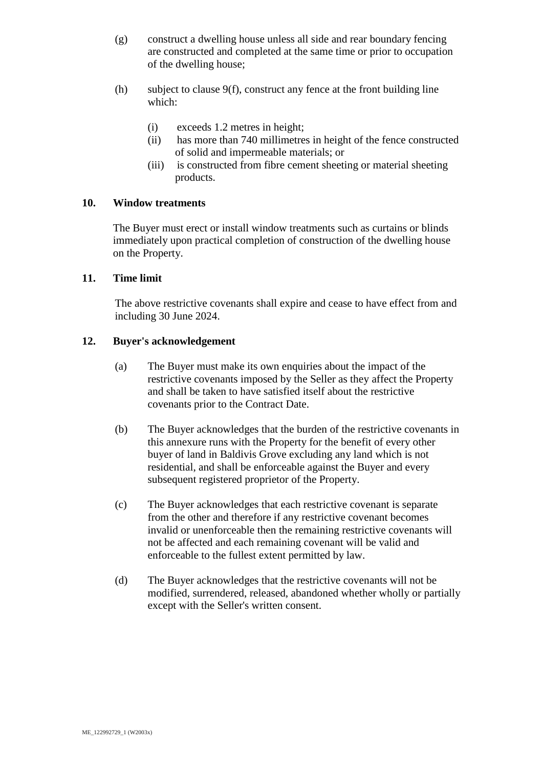(g) construct a dwelling house unless all side and rear boundary fencing are constructed and completed at the same time or prior to occupation of the dwelling house;

(h) subject to clause 9(f), construct any fence at the front building line which:

  (i) exceeds 1.2 metres in height;
  (ii) has more than 740 millimetres in height of the fence constructed of solid and impermeable materials; or
  (iii) is constructed from fibre cement sheeting or material sheeting products.

**10. Window treatments**

The Buyer must erect or install window treatments such as curtains or blinds immediately upon practical completion of construction of the dwelling house on the Property.

**11. Time limit**

The above restrictive covenants shall expire and cease to have effect from and including 30 June 2024.

**12. Buyer's acknowledgement**

(a) The Buyer must make its own enquiries about the impact of the restrictive covenants imposed by the Seller as they affect the Property and shall be taken to have satisfied itself about the restrictive covenants prior to the Contract Date.

(b) The Buyer acknowledges that the burden of the restrictive covenants in this annexure runs with the Property for the benefit of every other buyer of land in Baldivis Grove excluding any land which is not residential, and shall be enforceable against the Buyer and every subsequent registered proprietor of the Property.

(c) The Buyer acknowledges that each restrictive covenant is separate from the other and therefore if any restrictive covenant becomes invalid or unenforceable then the remaining restrictive covenants will not be affected and each remaining covenant will be valid and enforceable to the fullest extent permitted by law.

(d) The Buyer acknowledges that the restrictive covenants will not be modified, surrendered, released, abandoned whether wholly or partially except with the Seller's written consent.